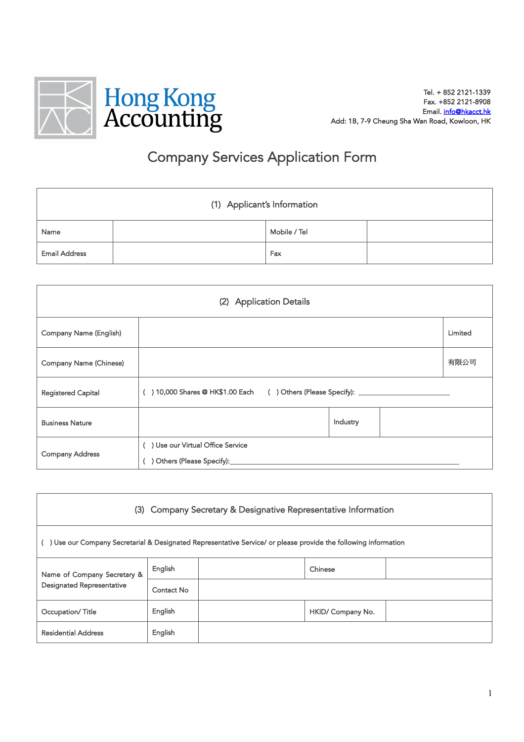Hong Kong Accounting

Tel. + 852 2121-1339
Fax. +852 2121-8908
Email. info@hkacct.hk
Add: 1B, 7-9 Cheung Sha Wan Road, Kowloon, HK

# Company Services Application Form

| (1) Applicant's Information | | | |
|---|---|---|---|
| Name | | Mobile / Tel | |
| Email Address | | Fax | |

| (2) Application Details | | | | |
|---|---|---|---|---|
| Company Name (English) | | | | Limited |
| Company Name (Chinese) | | | | 有限公司 |
| Registered Capital | ( ) 10,000 Shares @ HK$1.00 Each ( ) Others (Please Specify): ____________ | | | |
| Business Nature | | Industry | | |
| Company Address | ( ) Use our Virtual Office Service<br>( ) Others (Please Specify):____________ | | | |

| (3) Company Secretary & Designative Representative Information | | | | |
|---|---|---|---|---|
| ( ) Use our Company Secretarial & Designated Representative Service/ or please provide the following information | | | | |
| Name of Company Secretary & Designated Representative | English | | Chinese | |
| | Contact No | | | |
| Occupation/ Title | English | | HKID/ Company No. | |
| Residential Address | English | | | |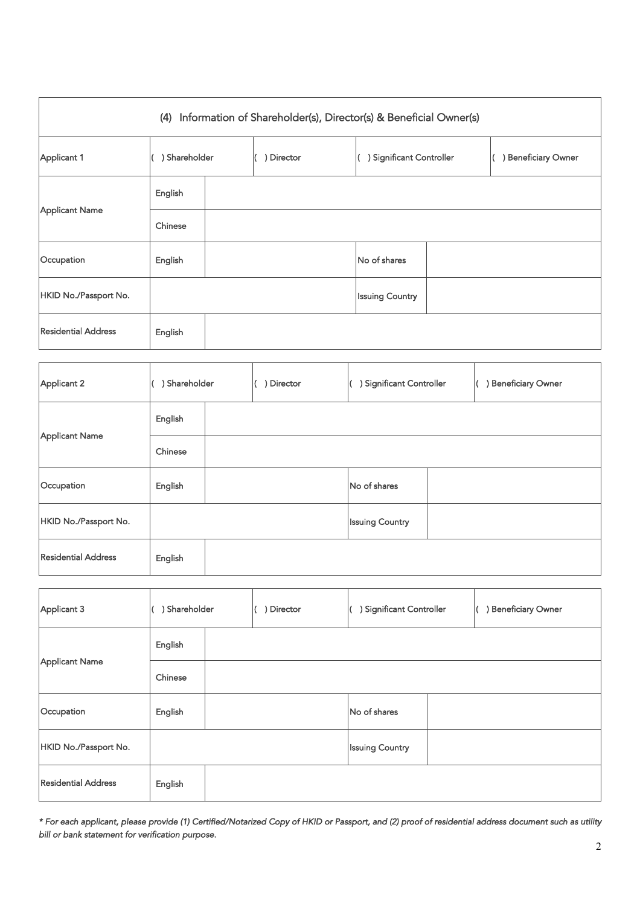## (4) Information of Shareholder(s), Director(s) & Beneficial Owner(s)

| Applicant 1 | ( ) Shareholder | | ( ) Director | ( ) Significant Controller | | ( ) Beneficiary Owner |
|---|---|---|---|---|---|---|
| Applicant Name | English | | | | | |
| | Chinese | | | | | |
| Occupation | English | | | No of shares | | |
| HKID No./Passport No. | | | | Issuing Country | | |
| Residential Address | English | | | | | |

| Applicant 2 | ( ) Shareholder | | ( ) Director | ( ) Significant Controller | | ( ) Beneficiary Owner |
|---|---|---|---|---|---|---|
| Applicant Name | English | | | | | |
| | Chinese | | | | | |
| Occupation | English | | | No of shares | | |
| HKID No./Passport No. | | | | Issuing Country | | |
| Residential Address | English | | | | | |

| Applicant 3 | ( ) Shareholder | | ( ) Director | ( ) Significant Controller | | ( ) Beneficiary Owner |
|---|---|---|---|---|---|---|
| Applicant Name | English | | | | | |
| | Chinese | | | | | |
| Occupation | English | | | No of shares | | |
| HKID No./Passport No. | | | | Issuing Country | | |
| Residential Address | English | | | | | |

*\* For each applicant, please provide (1) Certified/Notarized Copy of HKID or Passport, and (2) proof of residential address document such as utility bill or bank statement for verification purpose.*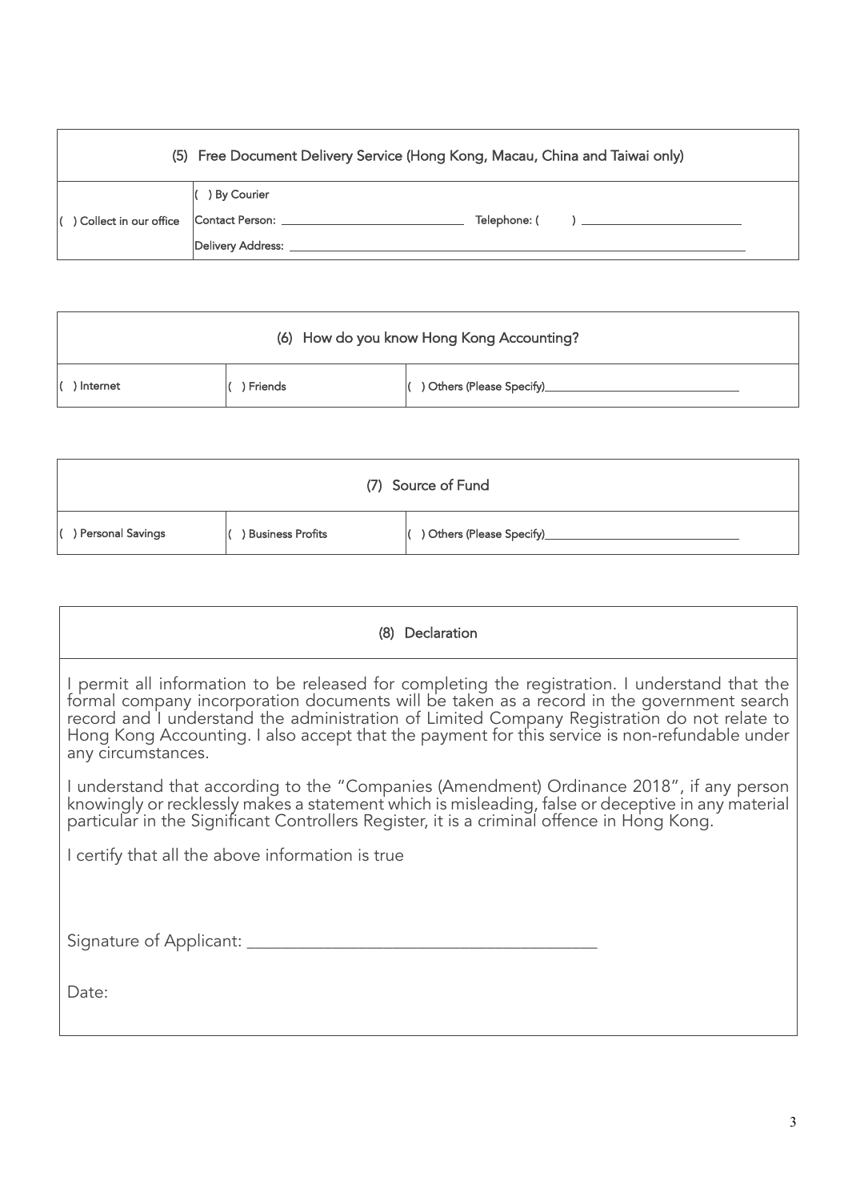| (5) Free Document Delivery Service (Hong Kong, Macau, China and Taiwai only) | |
|---|---|
| ( ) Collect in our office | ( ) By Courier<br>Contact Person: ____________________ Telephone: ( ) ____________________<br>Delivery Address: ____________________ |

| (6) How do you know Hong Kong Accounting? | | |
|---|---|---|
| ( ) Internet | ( ) Friends | ( ) Others (Please Specify)____________________ |

| (7) Source of Fund | | |
|---|---|---|
| ( ) Personal Savings | ( ) Business Profits | ( ) Others (Please Specify)____________________ |

## (8) Declaration

I permit all information to be released for completing the registration. I understand that the formal company incorporation documents will be taken as a record in the government search record and I understand the administration of Limited Company Registration do not relate to Hong Kong Accounting. I also accept that the payment for this service is non-refundable under any circumstances.

I understand that according to the "Companies (Amendment) Ordinance 2018", if any person knowingly or recklessly makes a statement which is misleading, false or deceptive in any material particular in the Significant Controllers Register, it is a criminal offence in Hong Kong.

I certify that all the above information is true

Signature of Applicant: ________________________________________

Date: